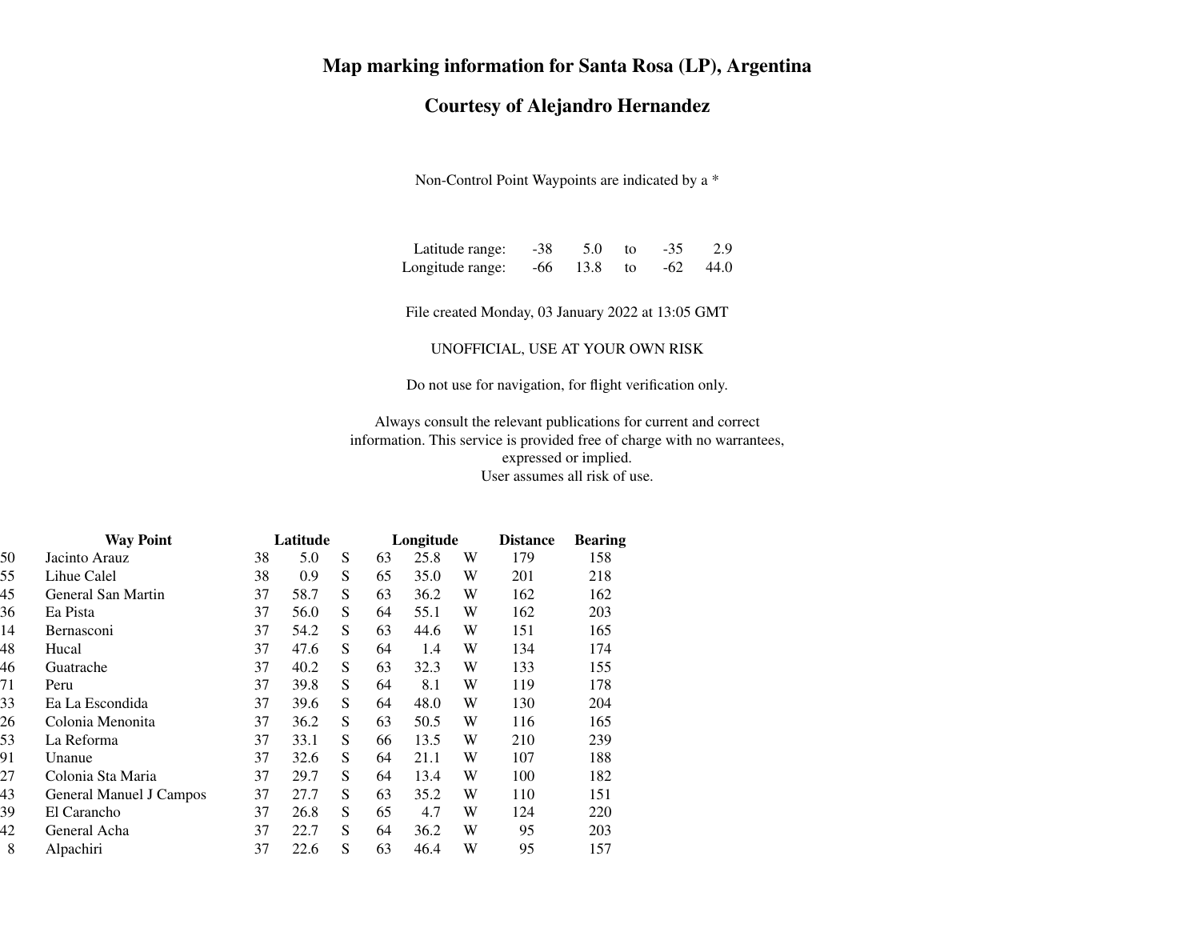# Map marking information for Santa Rosa (LP), Argentina

## Courtesy of Alejandro Hernandez

Non-Control Point Waypoints are indicated by a *

| | | | | | |
|---|---|---|---|---|---|
| Latitude range: | -38 | 5.0 | to | -35 | 2.9 |
| Longitude range: | -66 | 13.8 | to | -62 | 44.0 |

File created Monday, 03 January 2022 at 13:05 GMT

UNOFFICIAL, USE AT YOUR OWN RISK

Do not use for navigation, for flight verification only.

Always consult the relevant publications for current and correct information. This service is provided free of charge with no warrantees, expressed or implied.
User assumes all risk of use.

| | Way Point | Latitude | | | Longitude | | | Distance | Bearing |
|---|---|---|---|---|---|---|---|---|---|
| 50 | Jacinto Arauz | 38 | 5.0 | S | 63 | 25.8 | W | 179 | 158 |
| 55 | Lihue Calel | 38 | 0.9 | S | 65 | 35.0 | W | 201 | 218 |
| 45 | General San Martin | 37 | 58.7 | S | 63 | 36.2 | W | 162 | 162 |
| 36 | Ea Pista | 37 | 56.0 | S | 64 | 55.1 | W | 162 | 203 |
| 14 | Bernasconi | 37 | 54.2 | S | 63 | 44.6 | W | 151 | 165 |
| 48 | Hucal | 37 | 47.6 | S | 64 | 1.4 | W | 134 | 174 |
| 46 | Guatrache | 37 | 40.2 | S | 63 | 32.3 | W | 133 | 155 |
| 71 | Peru | 37 | 39.8 | S | 64 | 8.1 | W | 119 | 178 |
| 33 | Ea La Escondida | 37 | 39.6 | S | 64 | 48.0 | W | 130 | 204 |
| 26 | Colonia Menonita | 37 | 36.2 | S | 63 | 50.5 | W | 116 | 165 |
| 53 | La Reforma | 37 | 33.1 | S | 66 | 13.5 | W | 210 | 239 |
| 91 | Unanue | 37 | 32.6 | S | 64 | 21.1 | W | 107 | 188 |
| 27 | Colonia Sta Maria | 37 | 29.7 | S | 64 | 13.4 | W | 100 | 182 |
| 43 | General Manuel J Campos | 37 | 27.7 | S | 63 | 35.2 | W | 110 | 151 |
| 39 | El Carancho | 37 | 26.8 | S | 65 | 4.7 | W | 124 | 220 |
| 42 | General Acha | 37 | 22.7 | S | 64 | 36.2 | W | 95 | 203 |
| 8 | Alpachiri | 37 | 22.6 | S | 63 | 46.4 | W | 95 | 157 |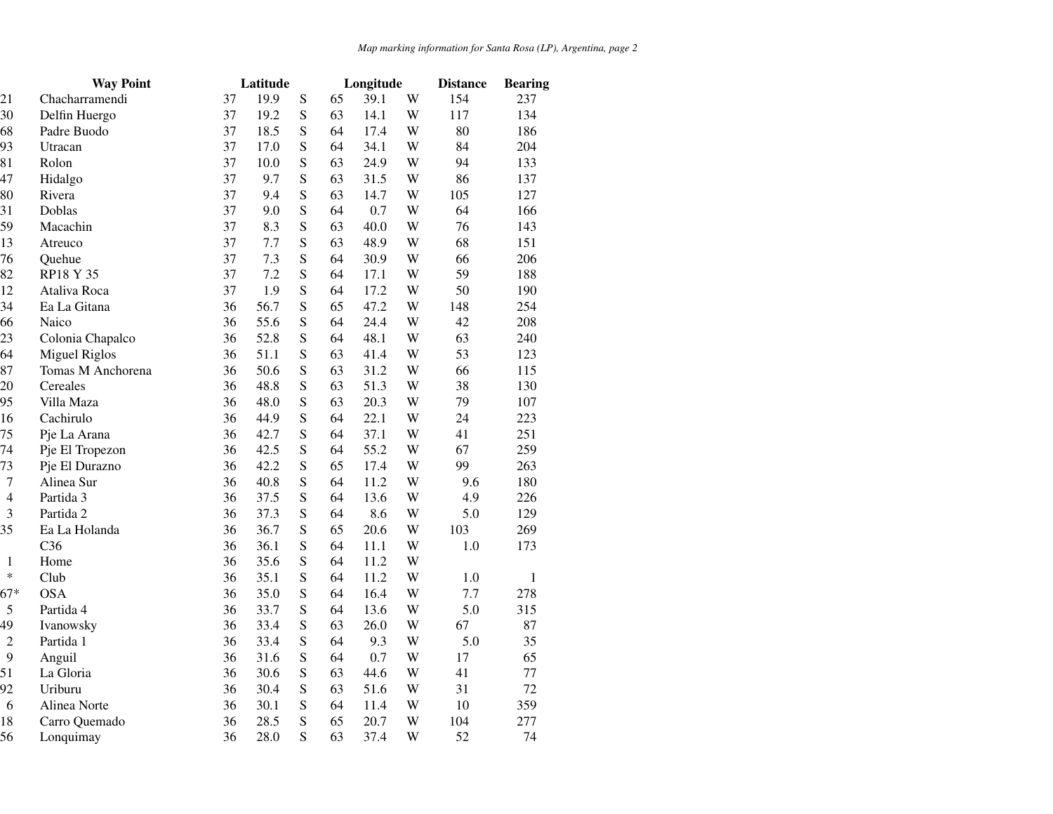| | Way Point | Latitude | | | Longitude | | | Distance | Bearing |
|---|---|---|---|---|---|---|---|---|---|
| 21 | Chacharramendi | 37 | 19.9 | S | 65 | 39.1 | W | 154 | 237 |
| 30 | Delfin Huergo | 37 | 19.2 | S | 63 | 14.1 | W | 117 | 134 |
| 68 | Padre Buodo | 37 | 18.5 | S | 64 | 17.4 | W | 80 | 186 |
| 93 | Utracan | 37 | 17.0 | S | 64 | 34.1 | W | 84 | 204 |
| 81 | Rolon | 37 | 10.0 | S | 63 | 24.9 | W | 94 | 133 |
| 47 | Hidalgo | 37 | 9.7 | S | 63 | 31.5 | W | 86 | 137 |
| 80 | Rivera | 37 | 9.4 | S | 63 | 14.7 | W | 105 | 127 |
| 31 | Doblas | 37 | 9.0 | S | 64 | 0.7 | W | 64 | 166 |
| 59 | Macachin | 37 | 8.3 | S | 63 | 40.0 | W | 76 | 143 |
| 13 | Atreuco | 37 | 7.7 | S | 63 | 48.9 | W | 68 | 151 |
| 76 | Quehue | 37 | 7.3 | S | 64 | 30.9 | W | 66 | 206 |
| 82 | RP18 Y 35 | 37 | 7.2 | S | 64 | 17.1 | W | 59 | 188 |
| 12 | Ataliva Roca | 37 | 1.9 | S | 64 | 17.2 | W | 50 | 190 |
| 34 | Ea La Gitana | 36 | 56.7 | S | 65 | 47.2 | W | 148 | 254 |
| 66 | Naico | 36 | 55.6 | S | 64 | 24.4 | W | 42 | 208 |
| 23 | Colonia Chapalco | 36 | 52.8 | S | 64 | 48.1 | W | 63 | 240 |
| 64 | Miguel Riglos | 36 | 51.1 | S | 63 | 41.4 | W | 53 | 123 |
| 87 | Tomas M Anchorena | 36 | 50.6 | S | 63 | 31.2 | W | 66 | 115 |
| 20 | Cereales | 36 | 48.8 | S | 63 | 51.3 | W | 38 | 130 |
| 95 | Villa Maza | 36 | 48.0 | S | 63 | 20.3 | W | 79 | 107 |
| 16 | Cachirulo | 36 | 44.9 | S | 64 | 22.1 | W | 24 | 223 |
| 75 | Pje La Arana | 36 | 42.7 | S | 64 | 37.1 | W | 41 | 251 |
| 74 | Pje El Tropezon | 36 | 42.5 | S | 64 | 55.2 | W | 67 | 259 |
| 73 | Pje El Durazno | 36 | 42.2 | S | 65 | 17.4 | W | 99 | 263 |
| 7 | Alinea Sur | 36 | 40.8 | S | 64 | 11.2 | W | 9.6 | 180 |
| 4 | Partida 3 | 36 | 37.5 | S | 64 | 13.6 | W | 4.9 | 226 |
| 3 | Partida 2 | 36 | 37.3 | S | 64 | 8.6 | W | 5.0 | 129 |
| 35 | Ea La Holanda | 36 | 36.7 | S | 65 | 20.6 | W | 103 | 269 |
| | C36 | 36 | 36.1 | S | 64 | 11.1 | W | 1.0 | 173 |
| 1 | Home | 36 | 35.6 | S | 64 | 11.2 | W | | |
| * | Club | 36 | 35.1 | S | 64 | 11.2 | W | 1.0 | 1 |
| 67* | OSA | 36 | 35.0 | S | 64 | 16.4 | W | 7.7 | 278 |
| 5 | Partida 4 | 36 | 33.7 | S | 64 | 13.6 | W | 5.0 | 315 |
| 49 | Ivanowsky | 36 | 33.4 | S | 63 | 26.0 | W | 67 | 87 |
| 2 | Partida 1 | 36 | 33.4 | S | 64 | 9.3 | W | 5.0 | 35 |
| 9 | Anguil | 36 | 31.6 | S | 64 | 0.7 | W | 17 | 65 |
| 51 | La Gloria | 36 | 30.6 | S | 63 | 44.6 | W | 41 | 77 |
| 92 | Uriburu | 36 | 30.4 | S | 63 | 51.6 | W | 31 | 72 |
| 6 | Alinea Norte | 36 | 30.1 | S | 64 | 11.4 | W | 10 | 359 |
| 18 | Carro Quemado | 36 | 28.5 | S | 65 | 20.7 | W | 104 | 277 |
| 56 | Lonquimay | 36 | 28.0 | S | 63 | 37.4 | W | 52 | 74 |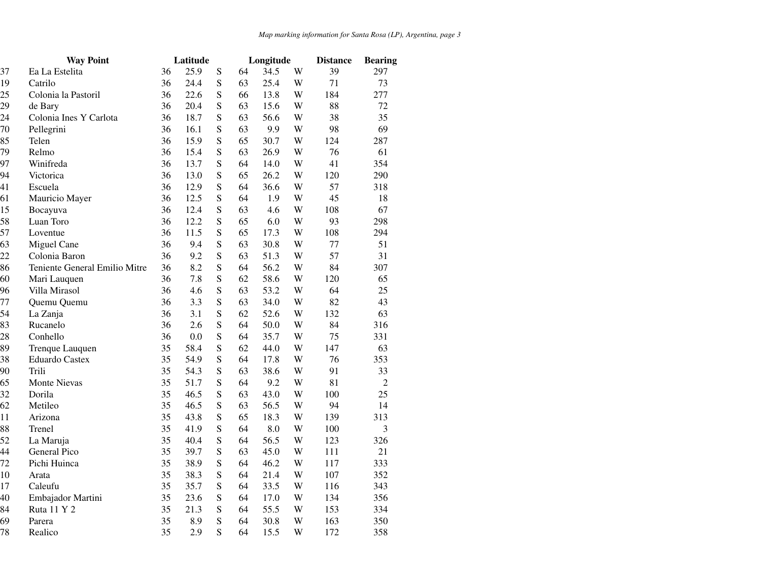| | Way Point | Latitude | | | Longitude | | | Distance | Bearing |
|---|---|---|---|---|---|---|---|---|---|
| 37 | Ea La Estelita | 36 | 25.9 | S | 64 | 34.5 | W | 39 | 297 |
| 19 | Catrilo | 36 | 24.4 | S | 63 | 25.4 | W | 71 | 73 |
| 25 | Colonia la Pastoril | 36 | 22.6 | S | 66 | 13.8 | W | 184 | 277 |
| 29 | de Bary | 36 | 20.4 | S | 63 | 15.6 | W | 88 | 72 |
| 24 | Colonia Ines Y Carlota | 36 | 18.7 | S | 63 | 56.6 | W | 38 | 35 |
| 70 | Pellegrini | 36 | 16.1 | S | 63 | 9.9 | W | 98 | 69 |
| 85 | Telen | 36 | 15.9 | S | 65 | 30.7 | W | 124 | 287 |
| 79 | Relmo | 36 | 15.4 | S | 63 | 26.9 | W | 76 | 61 |
| 97 | Winifreda | 36 | 13.7 | S | 64 | 14.0 | W | 41 | 354 |
| 94 | Victorica | 36 | 13.0 | S | 65 | 26.2 | W | 120 | 290 |
| 41 | Escuela | 36 | 12.9 | S | 64 | 36.6 | W | 57 | 318 |
| 61 | Mauricio Mayer | 36 | 12.5 | S | 64 | 1.9 | W | 45 | 18 |
| 15 | Bocayuva | 36 | 12.4 | S | 63 | 4.6 | W | 108 | 67 |
| 58 | Luan Toro | 36 | 12.2 | S | 65 | 6.0 | W | 93 | 298 |
| 57 | Loventue | 36 | 11.5 | S | 65 | 17.3 | W | 108 | 294 |
| 63 | Miguel Cane | 36 | 9.4 | S | 63 | 30.8 | W | 77 | 51 |
| 22 | Colonia Baron | 36 | 9.2 | S | 63 | 51.3 | W | 57 | 31 |
| 86 | Teniente General Emilio Mitre | 36 | 8.2 | S | 64 | 56.2 | W | 84 | 307 |
| 60 | Mari Lauquen | 36 | 7.8 | S | 62 | 58.6 | W | 120 | 65 |
| 96 | Villa Mirasol | 36 | 4.6 | S | 63 | 53.2 | W | 64 | 25 |
| 77 | Quemu Quemu | 36 | 3.3 | S | 63 | 34.0 | W | 82 | 43 |
| 54 | La Zanja | 36 | 3.1 | S | 62 | 52.6 | W | 132 | 63 |
| 83 | Rucanelo | 36 | 2.6 | S | 64 | 50.0 | W | 84 | 316 |
| 28 | Conhello | 36 | 0.0 | S | 64 | 35.7 | W | 75 | 331 |
| 89 | Trenque Lauquen | 35 | 58.4 | S | 62 | 44.0 | W | 147 | 63 |
| 38 | Eduardo Castex | 35 | 54.9 | S | 64 | 17.8 | W | 76 | 353 |
| 90 | Trili | 35 | 54.3 | S | 63 | 38.6 | W | 91 | 33 |
| 65 | Monte Nievas | 35 | 51.7 | S | 64 | 9.2 | W | 81 | 2 |
| 32 | Dorila | 35 | 46.5 | S | 63 | 43.0 | W | 100 | 25 |
| 62 | Metileo | 35 | 46.5 | S | 63 | 56.5 | W | 94 | 14 |
| 11 | Arizona | 35 | 43.8 | S | 65 | 18.3 | W | 139 | 313 |
| 88 | Trenel | 35 | 41.9 | S | 64 | 8.0 | W | 100 | 3 |
| 52 | La Maruja | 35 | 40.4 | S | 64 | 56.5 | W | 123 | 326 |
| 44 | General Pico | 35 | 39.7 | S | 63 | 45.0 | W | 111 | 21 |
| 72 | Pichi Huinca | 35 | 38.9 | S | 64 | 46.2 | W | 117 | 333 |
| 10 | Arata | 35 | 38.3 | S | 64 | 21.4 | W | 107 | 352 |
| 17 | Caleufu | 35 | 35.7 | S | 64 | 33.5 | W | 116 | 343 |
| 40 | Embajador Martini | 35 | 23.6 | S | 64 | 17.0 | W | 134 | 356 |
| 84 | Ruta 11 Y 2 | 35 | 21.3 | S | 64 | 55.5 | W | 153 | 334 |
| 69 | Parera | 35 | 8.9 | S | 64 | 30.8 | W | 163 | 350 |
| 78 | Realico | 35 | 2.9 | S | 64 | 15.5 | W | 172 | 358 |